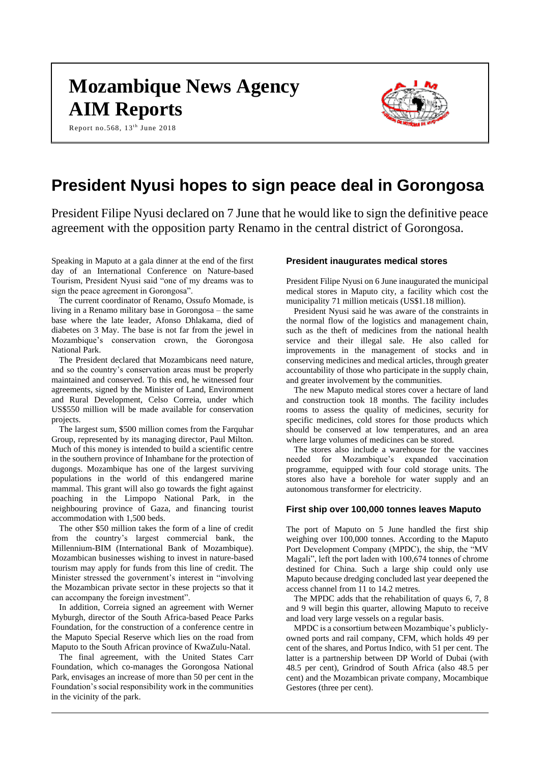# Mozambique News Agency
# AIM Reports

Report no.568, 13th June 2018

# President Nyusi hopes to sign peace deal in Gorongosa

President Filipe Nyusi declared on 7 June that he would like to sign the definitive peace agreement with the opposition party Renamo in the central district of Gorongosa.

Speaking in Maputo at a gala dinner at the end of the first day of an International Conference on Nature-based Tourism, President Nyusi said "one of my dreams was to sign the peace agreement in Gorongosa".

The current coordinator of Renamo, Ossufo Momade, is living in a Renamo military base in Gorongosa – the same base where the late leader, Afonso Dhlakama, died of diabetes on 3 May. The base is not far from the jewel in Mozambique's conservation crown, the Gorongosa National Park.

The President declared that Mozambicans need nature, and so the country's conservation areas must be properly maintained and conserved. To this end, he witnessed four agreements, signed by the Minister of Land, Environment and Rural Development, Celso Correia, under which US$550 million will be made available for conservation projects.

The largest sum, $500 million comes from the Farquhar Group, represented by its managing director, Paul Milton. Much of this money is intended to build a scientific centre in the southern province of Inhambane for the protection of dugongs. Mozambique has one of the largest surviving populations in the world of this endangered marine mammal. This grant will also go towards the fight against poaching in the Limpopo National Park, in the neighbouring province of Gaza, and financing tourist accommodation with 1,500 beds.

The other $50 million takes the form of a line of credit from the country's largest commercial bank, the Millennium-BIM (International Bank of Mozambique). Mozambican businesses wishing to invest in nature-based tourism may apply for funds from this line of credit. The Minister stressed the government's interest in "involving the Mozambican private sector in these projects so that it can accompany the foreign investment".

In addition, Correia signed an agreement with Werner Myburgh, director of the South Africa-based Peace Parks Foundation, for the construction of a conference centre in the Maputo Special Reserve which lies on the road from Maputo to the South African province of KwaZulu-Natal.

The final agreement, with the United States Carr Foundation, which co-manages the Gorongosa National Park, envisages an increase of more than 50 per cent in the Foundation's social responsibility work in the communities in the vicinity of the park.

### President inaugurates medical stores

President Filipe Nyusi on 6 June inaugurated the municipal medical stores in Maputo city, a facility which cost the municipality 71 million meticais (US$1.18 million).

President Nyusi said he was aware of the constraints in the normal flow of the logistics and management chain, such as the theft of medicines from the national health service and their illegal sale. He also called for improvements in the management of stocks and in conserving medicines and medical articles, through greater accountability of those who participate in the supply chain, and greater involvement by the communities.

The new Maputo medical stores cover a hectare of land and construction took 18 months. The facility includes rooms to assess the quality of medicines, security for specific medicines, cold stores for those products which should be conserved at low temperatures, and an area where large volumes of medicines can be stored.

The stores also include a warehouse for the vaccines needed for Mozambique's expanded vaccination programme, equipped with four cold storage units. The stores also have a borehole for water supply and an autonomous transformer for electricity.

### First ship over 100,000 tonnes leaves Maputo

The port of Maputo on 5 June handled the first ship weighing over 100,000 tonnes. According to the Maputo Port Development Company (MPDC), the ship, the "MV Magali", left the port laden with 100,674 tonnes of chrome destined for China. Such a large ship could only use Maputo because dredging concluded last year deepened the access channel from 11 to 14.2 metres.

The MPDC adds that the rehabilitation of quays 6, 7, 8 and 9 will begin this quarter, allowing Maputo to receive and load very large vessels on a regular basis.

MPDC is a consortium between Mozambique's publicly-owned ports and rail company, CFM, which holds 49 per cent of the shares, and Portus Indico, with 51 per cent. The latter is a partnership between DP World of Dubai (with 48.5 per cent), Grindrod of South Africa (also 48.5 per cent) and the Mozambican private company, Mocambique Gestores (three per cent).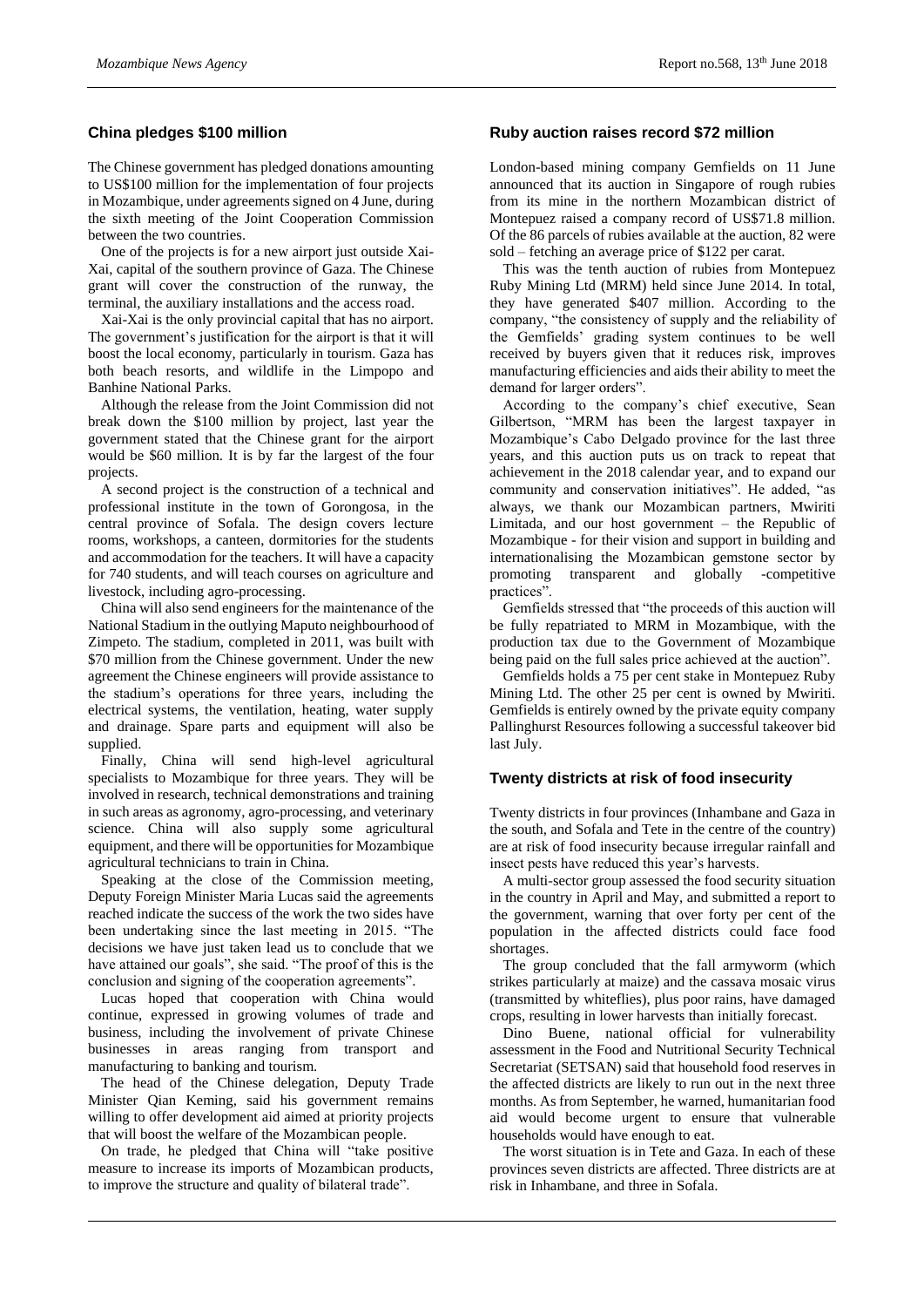## China pledges $100 million

The Chinese government has pledged donations amounting to US$100 million for the implementation of four projects in Mozambique, under agreements signed on 4 June, during the sixth meeting of the Joint Cooperation Commission between the two countries.

One of the projects is for a new airport just outside Xai-Xai, capital of the southern province of Gaza. The Chinese grant will cover the construction of the runway, the terminal, the auxiliary installations and the access road.

Xai-Xai is the only provincial capital that has no airport. The government's justification for the airport is that it will boost the local economy, particularly in tourism. Gaza has both beach resorts, and wildlife in the Limpopo and Banhine National Parks.

Although the release from the Joint Commission did not break down the $100 million by project, last year the government stated that the Chinese grant for the airport would be $60 million. It is by far the largest of the four projects.

A second project is the construction of a technical and professional institute in the town of Gorongosa, in the central province of Sofala. The design covers lecture rooms, workshops, a canteen, dormitories for the students and accommodation for the teachers. It will have a capacity for 740 students, and will teach courses on agriculture and livestock, including agro-processing.

China will also send engineers for the maintenance of the National Stadium in the outlying Maputo neighbourhood of Zimpeto. The stadium, completed in 2011, was built with $70 million from the Chinese government. Under the new agreement the Chinese engineers will provide assistance to the stadium's operations for three years, including the electrical systems, the ventilation, heating, water supply and drainage. Spare parts and equipment will also be supplied.

Finally, China will send high-level agricultural specialists to Mozambique for three years. They will be involved in research, technical demonstrations and training in such areas as agronomy, agro-processing, and veterinary science. China will also supply some agricultural equipment, and there will be opportunities for Mozambique agricultural technicians to train in China.

Speaking at the close of the Commission meeting, Deputy Foreign Minister Maria Lucas said the agreements reached indicate the success of the work the two sides have been undertaking since the last meeting in 2015. "The decisions we have just taken lead us to conclude that we have attained our goals", she said. "The proof of this is the conclusion and signing of the cooperation agreements".

Lucas hoped that cooperation with China would continue, expressed in growing volumes of trade and business, including the involvement of private Chinese businesses in areas ranging from transport and manufacturing to banking and tourism.

The head of the Chinese delegation, Deputy Trade Minister Qian Keming, said his government remains willing to offer development aid aimed at priority projects that will boost the welfare of the Mozambican people.

On trade, he pledged that China will "take positive measure to increase its imports of Mozambican products, to improve the structure and quality of bilateral trade".

## Ruby auction raises record $72 million

London-based mining company Gemfields on 11 June announced that its auction in Singapore of rough rubies from its mine in the northern Mozambican district of Montepuez raised a company record of US$71.8 million. Of the 86 parcels of rubies available at the auction, 82 were sold – fetching an average price of $122 per carat.

This was the tenth auction of rubies from Montepuez Ruby Mining Ltd (MRM) held since June 2014. In total, they have generated $407 million. According to the company, "the consistency of supply and the reliability of the Gemfields' grading system continues to be well received by buyers given that it reduces risk, improves manufacturing efficiencies and aids their ability to meet the demand for larger orders".

According to the company's chief executive, Sean Gilbertson, "MRM has been the largest taxpayer in Mozambique's Cabo Delgado province for the last three years, and this auction puts us on track to repeat that achievement in the 2018 calendar year, and to expand our community and conservation initiatives". He added, "as always, we thank our Mozambican partners, Mwiriti Limitada, and our host government – the Republic of Mozambique - for their vision and support in building and internationalising the Mozambican gemstone sector by promoting transparent and globally -competitive practices".

Gemfields stressed that "the proceeds of this auction will be fully repatriated to MRM in Mozambique, with the production tax due to the Government of Mozambique being paid on the full sales price achieved at the auction".

Gemfields holds a 75 per cent stake in Montepuez Ruby Mining Ltd. The other 25 per cent is owned by Mwiriti. Gemfields is entirely owned by the private equity company Pallinghurst Resources following a successful takeover bid last July.

## Twenty districts at risk of food insecurity

Twenty districts in four provinces (Inhambane and Gaza in the south, and Sofala and Tete in the centre of the country) are at risk of food insecurity because irregular rainfall and insect pests have reduced this year's harvests.

A multi-sector group assessed the food security situation in the country in April and May, and submitted a report to the government, warning that over forty per cent of the population in the affected districts could face food shortages.

The group concluded that the fall armyworm (which strikes particularly at maize) and the cassava mosaic virus (transmitted by whiteflies), plus poor rains, have damaged crops, resulting in lower harvests than initially forecast.

Dino Buene, national official for vulnerability assessment in the Food and Nutritional Security Technical Secretariat (SETSAN) said that household food reserves in the affected districts are likely to run out in the next three months. As from September, he warned, humanitarian food aid would become urgent to ensure that vulnerable households would have enough to eat.

The worst situation is in Tete and Gaza. In each of these provinces seven districts are affected. Three districts are at risk in Inhambane, and three in Sofala.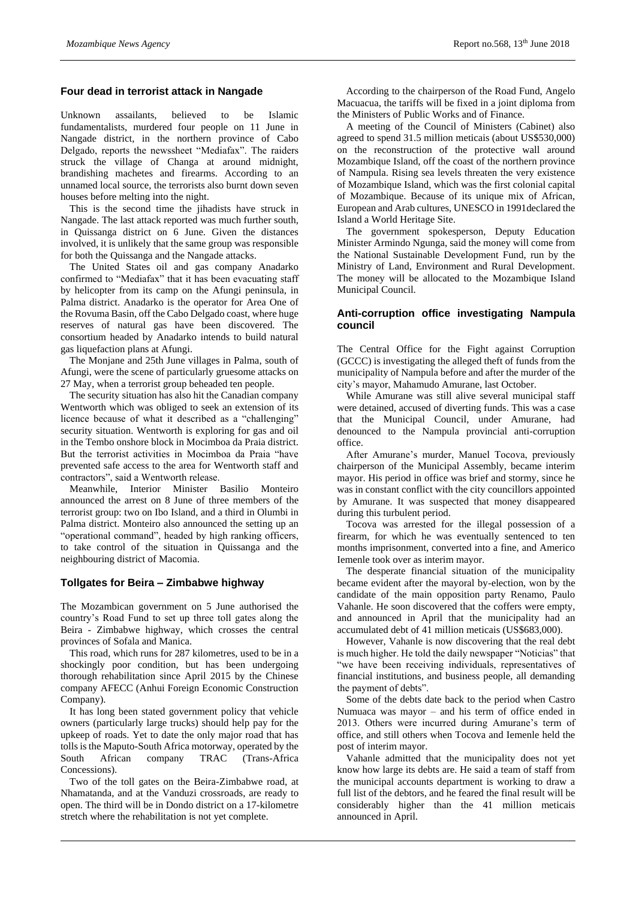## Four dead in terrorist attack in Nangade

Unknown assailants, believed to be Islamic fundamentalists, murdered four people on 11 June in Nangade district, in the northern province of Cabo Delgado, reports the newssheet "Mediafax". The raiders struck the village of Changa at around midnight, brandishing machetes and firearms. According to an unnamed local source, the terrorists also burnt down seven houses before melting into the night.

This is the second time the jihadists have struck in Nangade. The last attack reported was much further south, in Quissanga district on 6 June. Given the distances involved, it is unlikely that the same group was responsible for both the Quissanga and the Nangade attacks.

The United States oil and gas company Anadarko confirmed to "Mediafax" that it has been evacuating staff by helicopter from its camp on the Afungi peninsula, in Palma district. Anadarko is the operator for Area One of the Rovuma Basin, off the Cabo Delgado coast, where huge reserves of natural gas have been discovered. The consortium headed by Anadarko intends to build natural gas liquefaction plans at Afungi.

The Monjane and 25th June villages in Palma, south of Afungi, were the scene of particularly gruesome attacks on 27 May, when a terrorist group beheaded ten people.

The security situation has also hit the Canadian company Wentworth which was obliged to seek an extension of its licence because of what it described as a "challenging" security situation. Wentworth is exploring for gas and oil in the Tembo onshore block in Mocimboa da Praia district. But the terrorist activities in Mocimboa da Praia "have prevented safe access to the area for Wentworth staff and contractors", said a Wentworth release.

Meanwhile, Interior Minister Basilio Monteiro announced the arrest on 8 June of three members of the terrorist group: two on Ibo Island, and a third in Olumbi in Palma district. Monteiro also announced the setting up an "operational command", headed by high ranking officers, to take control of the situation in Quissanga and the neighbouring district of Macomia.

## Tollgates for Beira – Zimbabwe highway

The Mozambican government on 5 June authorised the country's Road Fund to set up three toll gates along the Beira - Zimbabwe highway, which crosses the central provinces of Sofala and Manica.

This road, which runs for 287 kilometres, used to be in a shockingly poor condition, but has been undergoing thorough rehabilitation since April 2015 by the Chinese company AFECC (Anhui Foreign Economic Construction Company).

It has long been stated government policy that vehicle owners (particularly large trucks) should help pay for the upkeep of roads. Yet to date the only major road that has tolls is the Maputo-South Africa motorway, operated by the South African company TRAC (Trans-Africa Concessions).

Two of the toll gates on the Beira-Zimbabwe road, at Nhamatanda, and at the Vanduzi crossroads, are ready to open. The third will be in Dondo district on a 17-kilometre stretch where the rehabilitation is not yet complete.

According to the chairperson of the Road Fund, Angelo Macuacua, the tariffs will be fixed in a joint diploma from the Ministers of Public Works and of Finance.

A meeting of the Council of Ministers (Cabinet) also agreed to spend 31.5 million meticais (about US$530,000) on the reconstruction of the protective wall around Mozambique Island, off the coast of the northern province of Nampula. Rising sea levels threaten the very existence of Mozambique Island, which was the first colonial capital of Mozambique. Because of its unique mix of African, European and Arab cultures, UNESCO in 1991declared the Island a World Heritage Site.

The government spokesperson, Deputy Education Minister Armindo Ngunga, said the money will come from the National Sustainable Development Fund, run by the Ministry of Land, Environment and Rural Development. The money will be allocated to the Mozambique Island Municipal Council.

## Anti-corruption office investigating Nampula council

The Central Office for the Fight against Corruption (GCCC) is investigating the alleged theft of funds from the municipality of Nampula before and after the murder of the city's mayor, Mahamudo Amurane, last October.

While Amurane was still alive several municipal staff were detained, accused of diverting funds. This was a case that the Municipal Council, under Amurane, had denounced to the Nampula provincial anti-corruption office.

After Amurane's murder, Manuel Tocova, previously chairperson of the Municipal Assembly, became interim mayor. His period in office was brief and stormy, since he was in constant conflict with the city councillors appointed by Amurane. It was suspected that money disappeared during this turbulent period.

Tocova was arrested for the illegal possession of a firearm, for which he was eventually sentenced to ten months imprisonment, converted into a fine, and Americo Iemenle took over as interim mayor.

The desperate financial situation of the municipality became evident after the mayoral by-election, won by the candidate of the main opposition party Renamo, Paulo Vahanle. He soon discovered that the coffers were empty, and announced in April that the municipality had an accumulated debt of 41 million meticais (US$683,000).

However, Vahanle is now discovering that the real debt is much higher. He told the daily newspaper "Noticias" that "we have been receiving individuals, representatives of financial institutions, and business people, all demanding the payment of debts".

Some of the debts date back to the period when Castro Numuaca was mayor – and his term of office ended in 2013. Others were incurred during Amurane's term of office, and still others when Tocova and Iemenle held the post of interim mayor.

Vahanle admitted that the municipality does not yet know how large its debts are. He said a team of staff from the municipal accounts department is working to draw a full list of the debtors, and he feared the final result will be considerably higher than the 41 million meticais announced in April.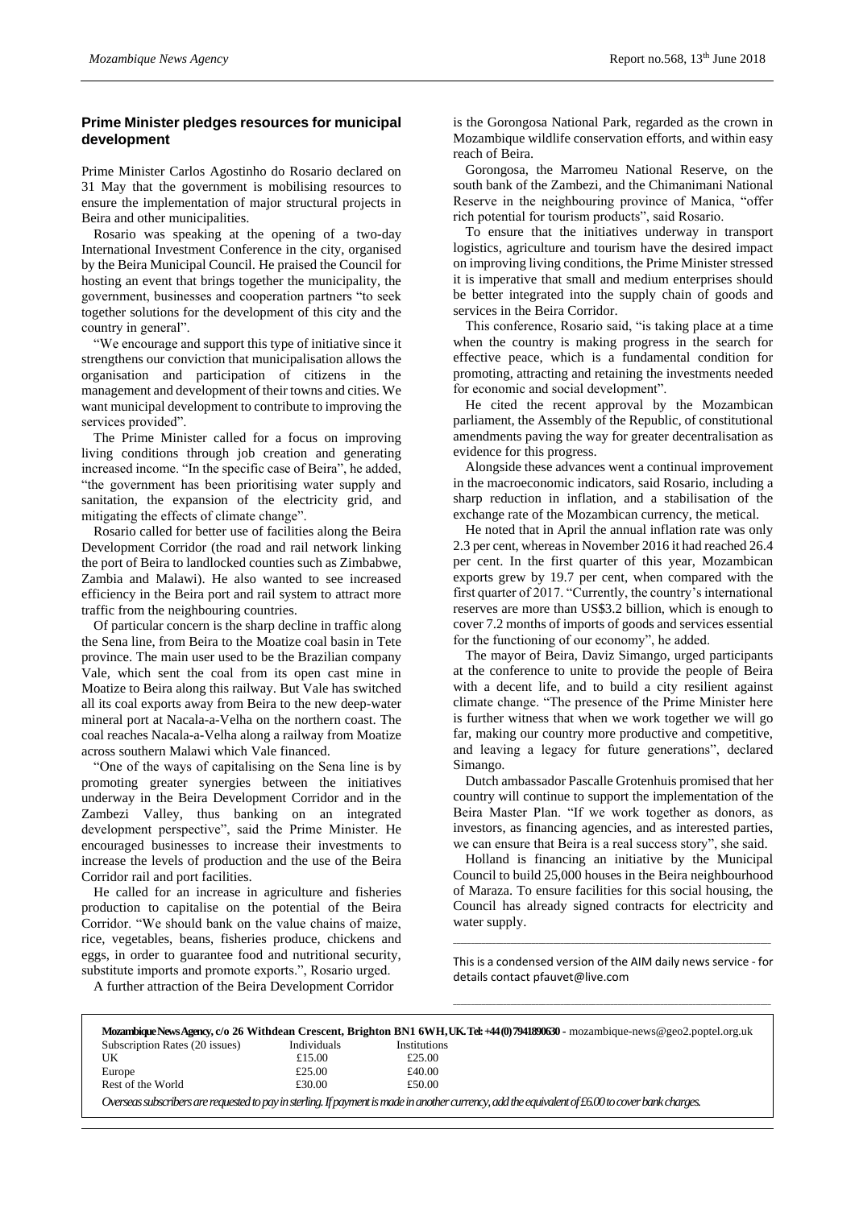## Prime Minister pledges resources for municipal development

Prime Minister Carlos Agostinho do Rosario declared on 31 May that the government is mobilising resources to ensure the implementation of major structural projects in Beira and other municipalities.

Rosario was speaking at the opening of a two-day International Investment Conference in the city, organised by the Beira Municipal Council. He praised the Council for hosting an event that brings together the municipality, the government, businesses and cooperation partners "to seek together solutions for the development of this city and the country in general".

"We encourage and support this type of initiative since it strengthens our conviction that municipalisation allows the organisation and participation of citizens in the management and development of their towns and cities. We want municipal development to contribute to improving the services provided".

The Prime Minister called for a focus on improving living conditions through job creation and generating increased income. "In the specific case of Beira", he added, "the government has been prioritising water supply and sanitation, the expansion of the electricity grid, and mitigating the effects of climate change".

Rosario called for better use of facilities along the Beira Development Corridor (the road and rail network linking the port of Beira to landlocked counties such as Zimbabwe, Zambia and Malawi). He also wanted to see increased efficiency in the Beira port and rail system to attract more traffic from the neighbouring countries.

Of particular concern is the sharp decline in traffic along the Sena line, from Beira to the Moatize coal basin in Tete province. The main user used to be the Brazilian company Vale, which sent the coal from its open cast mine in Moatize to Beira along this railway. But Vale has switched all its coal exports away from Beira to the new deep-water mineral port at Nacala-a-Velha on the northern coast. The coal reaches Nacala-a-Velha along a railway from Moatize across southern Malawi which Vale financed.

"One of the ways of capitalising on the Sena line is by promoting greater synergies between the initiatives underway in the Beira Development Corridor and in the Zambezi Valley, thus banking on an integrated development perspective", said the Prime Minister. He encouraged businesses to increase their investments to increase the levels of production and the use of the Beira Corridor rail and port facilities.

He called for an increase in agriculture and fisheries production to capitalise on the potential of the Beira Corridor. "We should bank on the value chains of maize, rice, vegetables, beans, fisheries produce, chickens and eggs, in order to guarantee food and nutritional security, substitute imports and promote exports.", Rosario urged.

A further attraction of the Beira Development Corridor is the Gorongosa National Park, regarded as the crown in Mozambique wildlife conservation efforts, and within easy reach of Beira.

Gorongosa, the Marromeu National Reserve, on the south bank of the Zambezi, and the Chimanimani National Reserve in the neighbouring province of Manica, "offer rich potential for tourism products", said Rosario.

To ensure that the initiatives underway in transport logistics, agriculture and tourism have the desired impact on improving living conditions, the Prime Minister stressed it is imperative that small and medium enterprises should be better integrated into the supply chain of goods and services in the Beira Corridor.

This conference, Rosario said, "is taking place at a time when the country is making progress in the search for effective peace, which is a fundamental condition for promoting, attracting and retaining the investments needed for economic and social development".

He cited the recent approval by the Mozambican parliament, the Assembly of the Republic, of constitutional amendments paving the way for greater decentralisation as evidence for this progress.

Alongside these advances went a continual improvement in the macroeconomic indicators, said Rosario, including a sharp reduction in inflation, and a stabilisation of the exchange rate of the Mozambican currency, the metical.

He noted that in April the annual inflation rate was only 2.3 per cent, whereas in November 2016 it had reached 26.4 per cent. In the first quarter of this year, Mozambican exports grew by 19.7 per cent, when compared with the first quarter of 2017. "Currently, the country's international reserves are more than US$3.2 billion, which is enough to cover 7.2 months of imports of goods and services essential for the functioning of our economy", he added.

The mayor of Beira, Daviz Simango, urged participants at the conference to unite to provide the people of Beira with a decent life, and to build a city resilient against climate change. "The presence of the Prime Minister here is further witness that when we work together we will go far, making our country more productive and competitive, and leaving a legacy for future generations", declared Simango.

Dutch ambassador Pascalle Grotenhuis promised that her country will continue to support the implementation of the Beira Master Plan. "If we work together as donors, as investors, as financing agencies, and as interested parties, we can ensure that Beira is a real success story", she said.

Holland is financing an initiative by the Municipal Council to build 25,000 houses in the Beira neighbourhood of Maraza. To ensure facilities for this social housing, the Council has already signed contracts for electricity and water supply.

---

This is a condensed version of the AIM daily news service - for details contact pfauvet@live.com

---

**Mozambique News Agency, c/o 26 Withdean Crescent, Brighton BN1 6WH, UK. Tel: +44 (0) 7941890630 -** mozambique-news@geo2.poptel.org.uk

| Subscription Rates (20 issues) | Individuals | Institutions |
|---|---|---|
| UK | £15.00 | £25.00 |
| Europe | £25.00 | £40.00 |
| Rest of the World | £30.00 | £50.00 |

*Overseas subscribers are requested to pay in sterling. If payment is made in another currency, add the equivalent of £6.00 to cover bank charges.*